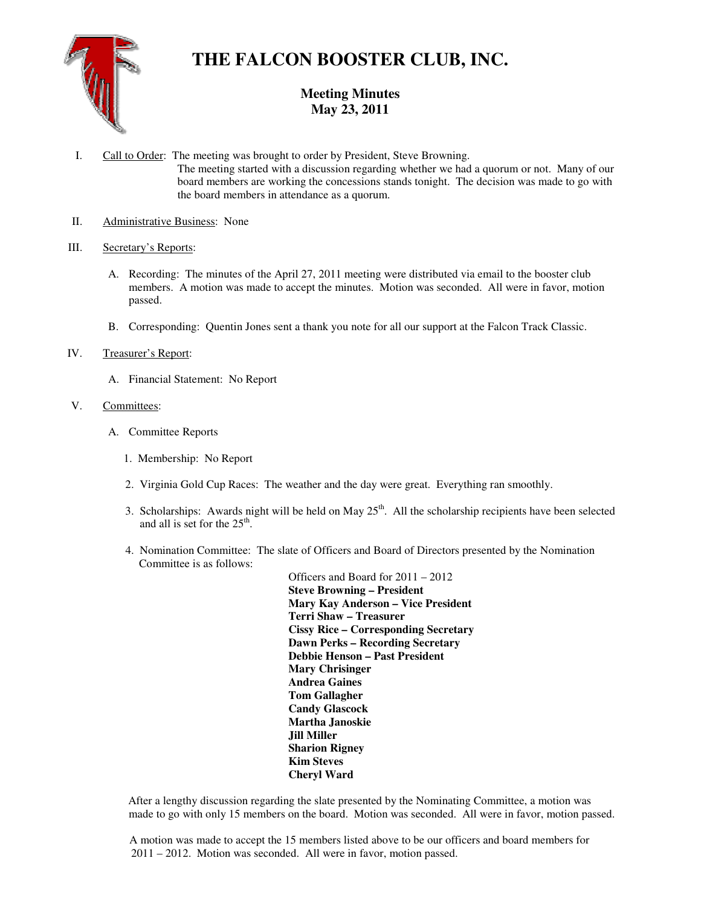// Meeting Minutes — Falcon Booster Club, page 1
# THE FALCON BOOSTER CLUB, INC.

## Meeting Minutes
## May 23, 2011

I. Call to Order: The meeting was brought to order by President, Steve Browning.
The meeting started with a discussion regarding whether we had a quorum or not. Many of our board members are working the concessions stands tonight. The decision was made to go with the board members in attendance as a quorum.

II. Administrative Business: None

III. Secretary's Reports:

A. Recording: The minutes of the April 27, 2011 meeting were distributed via email to the booster club members. A motion was made to accept the minutes. Motion was seconded. All were in favor, motion passed.

B. Corresponding: Quentin Jones sent a thank you note for all our support at the Falcon Track Classic.

IV. Treasurer's Report:

A. Financial Statement: No Report

V. Committees:

A. Committee Reports

1. Membership: No Report

2. Virginia Gold Cup Races: The weather and the day were great. Everything ran smoothly.

3. Scholarships: Awards night will be held on May 25th. All the scholarship recipients have been selected and all is set for the 25th.

4. Nomination Committee: The slate of Officers and Board of Directors presented by the Nomination Committee is as follows:

Officers and Board for 2011 – 2012
**Steve Browning – President**
**Mary Kay Anderson – Vice President**
**Terri Shaw – Treasurer**
**Cissy Rice – Corresponding Secretary**
**Dawn Perks – Recording Secretary**
**Debbie Henson – Past President**
**Mary Chrisinger**
**Andrea Gaines**
**Tom Gallagher**
**Candy Glascock**
**Martha Janoskie**
**Jill Miller**
**Sharion Rigney**
**Kim Steves**
**Cheryl Ward**

After a lengthy discussion regarding the slate presented by the Nominating Committee, a motion was made to go with only 15 members on the board. Motion was seconded. All were in favor, motion passed.

A motion was made to accept the 15 members listed above to be our officers and board members for 2011 – 2012. Motion was seconded. All were in favor, motion passed.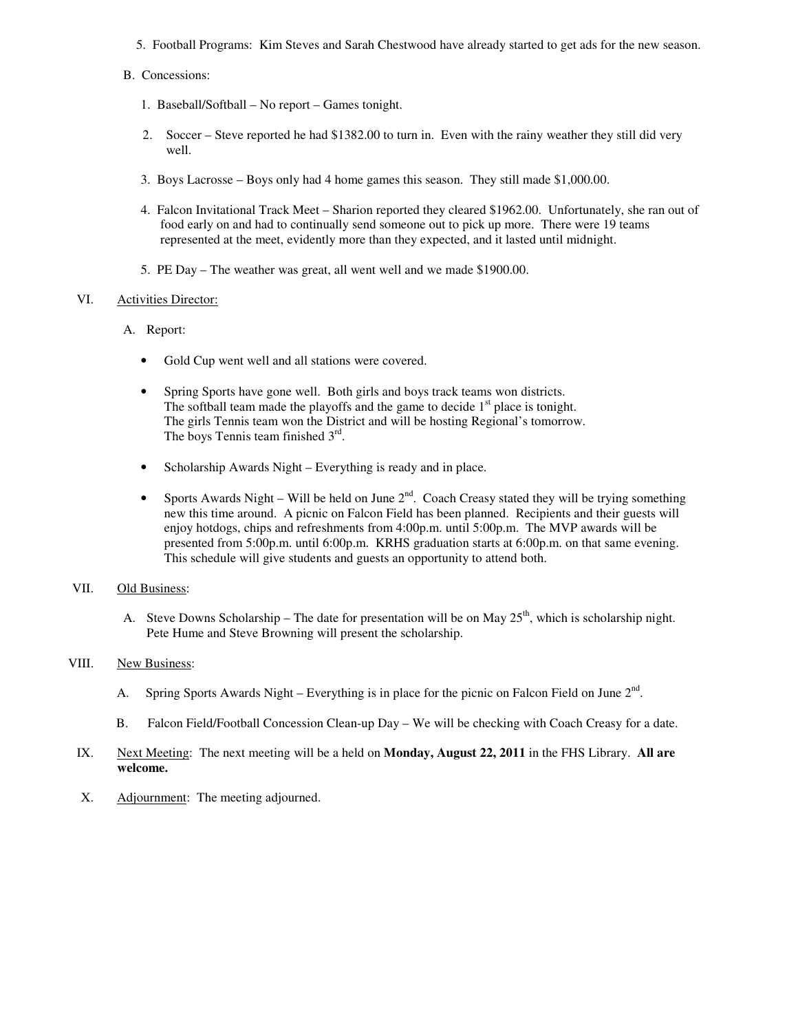5. Football Programs: Kim Steves and Sarah Chestwood have already started to get ads for the new season.

B. Concessions:

1. Baseball/Softball – No report – Games tonight.
2. Soccer – Steve reported he had $1382.00 to turn in. Even with the rainy weather they still did very well.
3. Boys Lacrosse – Boys only had 4 home games this season. They still made $1,000.00.
4. Falcon Invitational Track Meet – Sharion reported they cleared $1962.00. Unfortunately, she ran out of food early on and had to continually send someone out to pick up more. There were 19 teams represented at the meet, evidently more than they expected, and it lasted until midnight.
5. PE Day – The weather was great, all went well and we made $1900.00.

VI. Activities Director:

A. Report:

- Gold Cup went well and all stations were covered.
- Spring Sports have gone well. Both girls and boys track teams won districts. The softball team made the playoffs and the game to decide 1st place is tonight. The girls Tennis team won the District and will be hosting Regional's tomorrow. The boys Tennis team finished 3rd.
- Scholarship Awards Night – Everything is ready and in place.
- Sports Awards Night – Will be held on June 2nd. Coach Creasy stated they will be trying something new this time around. A picnic on Falcon Field has been planned. Recipients and their guests will enjoy hotdogs, chips and refreshments from 4:00p.m. until 5:00p.m. The MVP awards will be presented from 5:00p.m. until 6:00p.m. KRHS graduation starts at 6:00p.m. on that same evening. This schedule will give students and guests an opportunity to attend both.

VII. Old Business:

A. Steve Downs Scholarship – The date for presentation will be on May 25th, which is scholarship night. Pete Hume and Steve Browning will present the scholarship.

VIII. New Business:

A. Spring Sports Awards Night – Everything is in place for the picnic on Falcon Field on June 2nd.

B. Falcon Field/Football Concession Clean-up Day – We will be checking with Coach Creasy for a date.

IX. Next Meeting: The next meeting will be a held on **Monday, August 22, 2011** in the FHS Library. **All are welcome.**

X. Adjournment: The meeting adjourned.